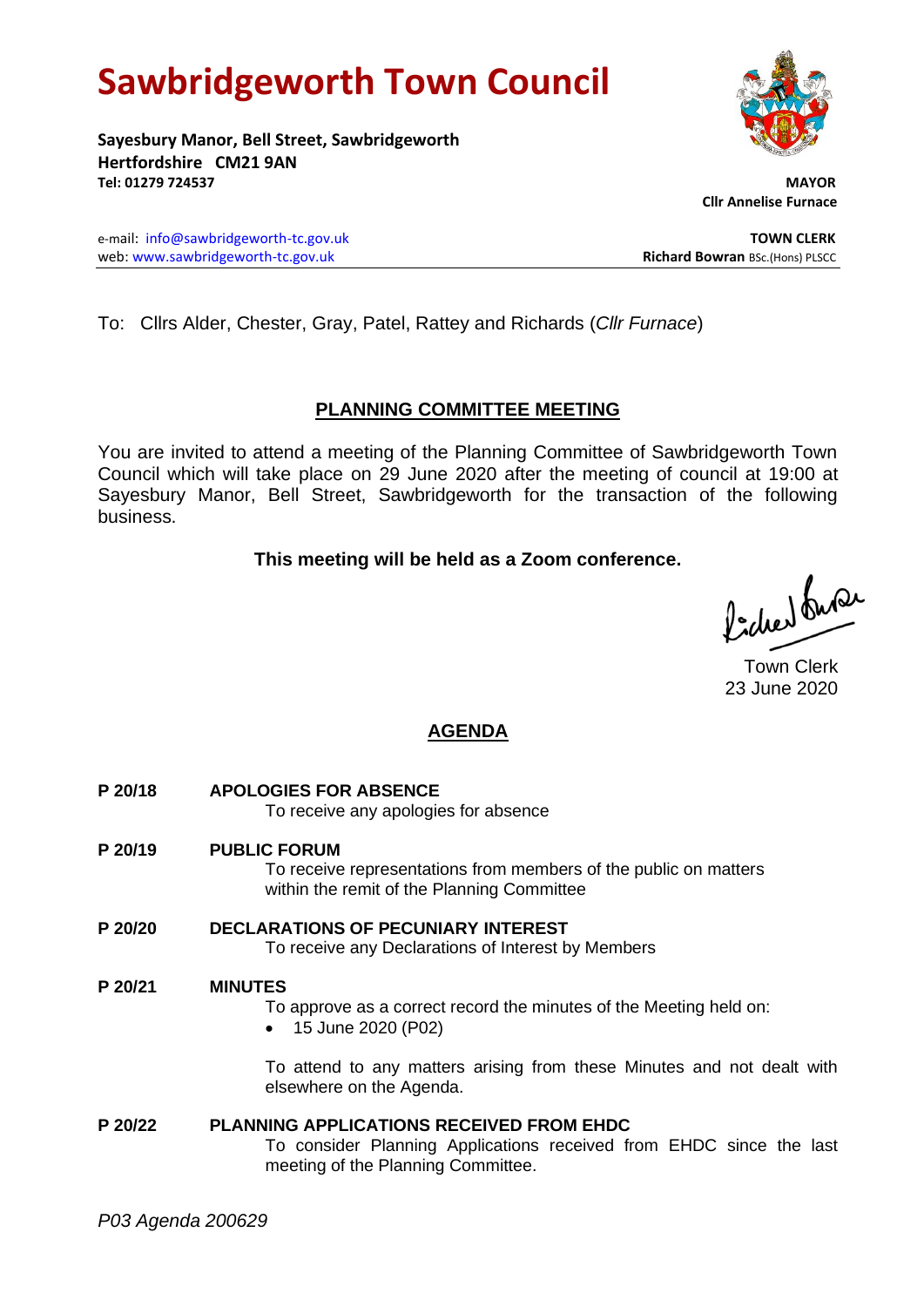# Sawbridgeworth Town Council

**Sayesbury Manor, Bell Street, Sawbridgeworth**
**Hertfordshire CM21 9AN**
**Tel: 01279 724537**

**MAYOR**
**Cllr Annelise Furnace**

e-mail: info@sawbridgeworth-tc.gov.uk
web: www.sawbridgeworth-tc.gov.uk

**TOWN CLERK**
**Richard Bowran** BSc.(Hons) PLSCC

To: Cllrs Alder, Chester, Gray, Patel, Rattey and Richards (*Cllr Furnace*)

## PLANNING COMMITTEE MEETING

You are invited to attend a meeting of the Planning Committee of Sawbridgeworth Town Council which will take place on 29 June 2020 after the meeting of council at 19:00 at Sayesbury Manor, Bell Street, Sawbridgeworth for the transaction of the following business.

**This meeting will be held as a Zoom conference.**

Town Clerk
23 June 2020

## AGENDA

**P 20/18 APOLOGIES FOR ABSENCE**
To receive any apologies for absence

**P 20/19 PUBLIC FORUM**
To receive representations from members of the public on matters within the remit of the Planning Committee

**P 20/20 DECLARATIONS OF PECUNIARY INTEREST**
To receive any Declarations of Interest by Members

**P 20/21 MINUTES**
To approve as a correct record the minutes of the Meeting held on:

- 15 June 2020 (P02)

To attend to any matters arising from these Minutes and not dealt with elsewhere on the Agenda.

**P 20/22 PLANNING APPLICATIONS RECEIVED FROM EHDC**
To consider Planning Applications received from EHDC since the last meeting of the Planning Committee.

*P03 Agenda 200629*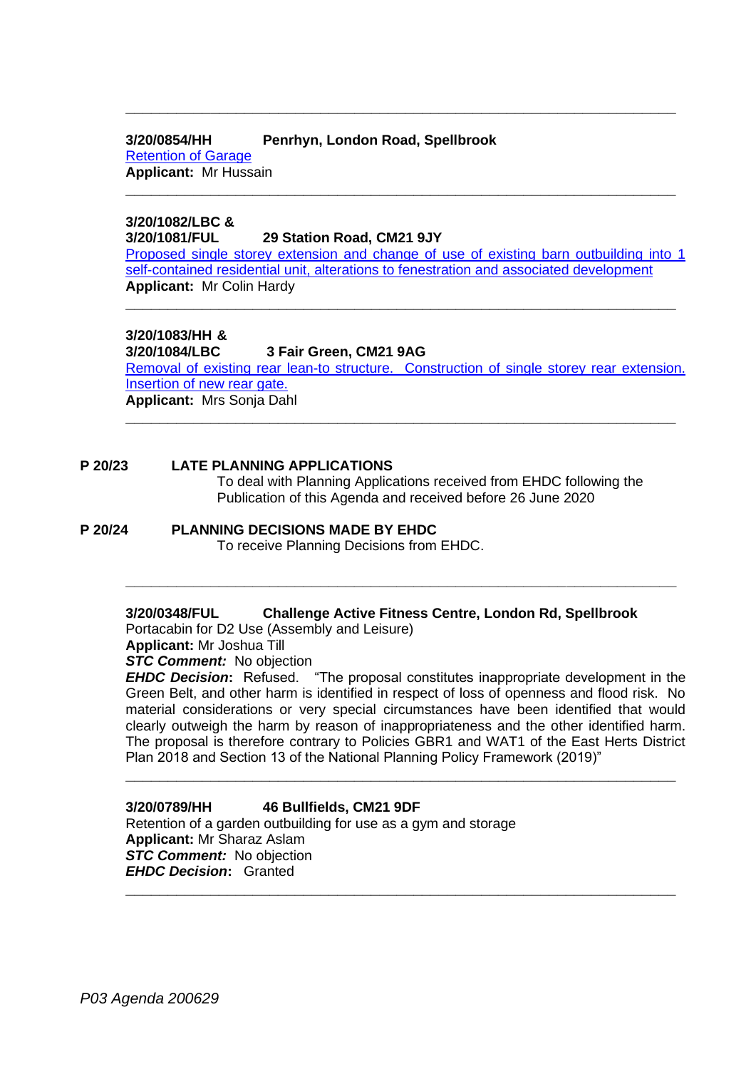---

**3/20/0854/HH        Penrhyn, London Road, Spellbrook**
Retention of Garage
**Applicant:** Mr Hussain

---

**3/20/1082/LBC &**
**3/20/1081/FUL        29 Station Road, CM21 9JY**
Proposed single storey extension and change of use of existing barn outbuilding into 1 self-contained residential unit, alterations to fenestration and associated development
**Applicant:** Mr Colin Hardy

---

**3/20/1083/HH &**
**3/20/1084/LBC        3 Fair Green, CM21 9AG**
Removal of existing rear lean-to structure. Construction of single storey rear extension. Insertion of new rear gate.
**Applicant:** Mrs Sonja Dahl

---

**P 20/23        LATE PLANNING APPLICATIONS**

To deal with Planning Applications received from EHDC following the Publication of this Agenda and received before 26 June 2020

**P 20/24        PLANNING DECISIONS MADE BY EHDC**

To receive Planning Decisions from EHDC.

---

**3/20/0348/FUL        Challenge Active Fitness Centre, London Rd, Spellbrook**
Portacabin for D2 Use (Assembly and Leisure)
**Applicant:** Mr Joshua Till
***STC Comment:*** No objection
***EHDC Decision*:** Refused. "The proposal constitutes inappropriate development in the Green Belt, and other harm is identified in respect of loss of openness and flood risk. No material considerations or very special circumstances have been identified that would clearly outweigh the harm by reason of inappropriateness and the other identified harm. The proposal is therefore contrary to Policies GBR1 and WAT1 of the East Herts District Plan 2018 and Section 13 of the National Planning Policy Framework (2019)"

---

**3/20/0789/HH        46 Bullfields, CM21 9DF**
Retention of a garden outbuilding for use as a gym and storage
**Applicant:** Mr Sharaz Aslam
***STC Comment:*** No objection
***EHDC Decision*:** Granted

---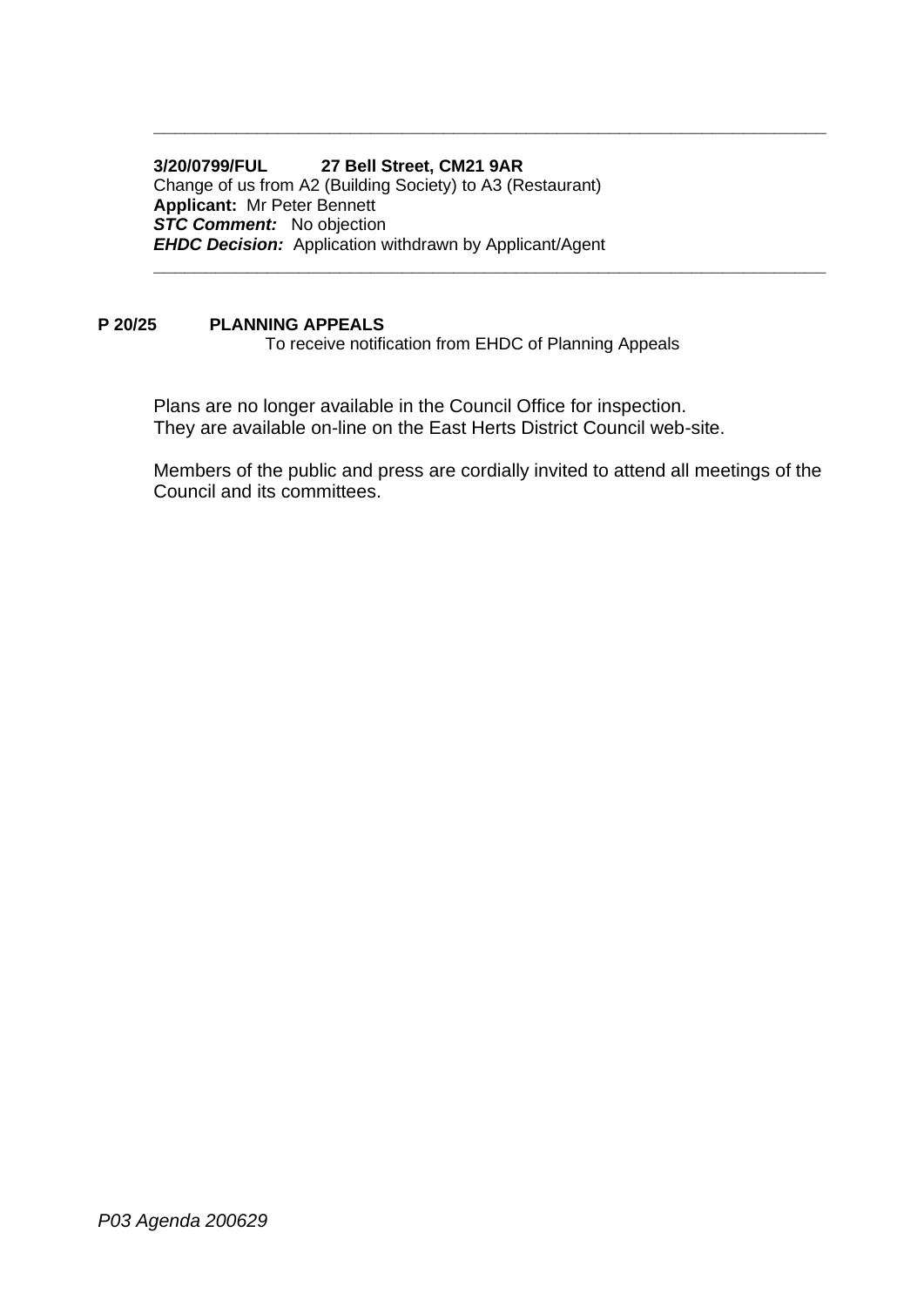---

**3/20/0799/FUL 27 Bell Street, CM21 9AR**
Change of us from A2 (Building Society) to A3 (Restaurant)
**Applicant:** Mr Peter Bennett
***STC Comment:*** No objection
***EHDC Decision:*** Application withdrawn by Applicant/Agent

---

**P 20/25 PLANNING APPEALS**
To receive notification from EHDC of Planning Appeals

Plans are no longer available in the Council Office for inspection.
They are available on-line on the East Herts District Council web-site.

Members of the public and press are cordially invited to attend all meetings of the Council and its committees.